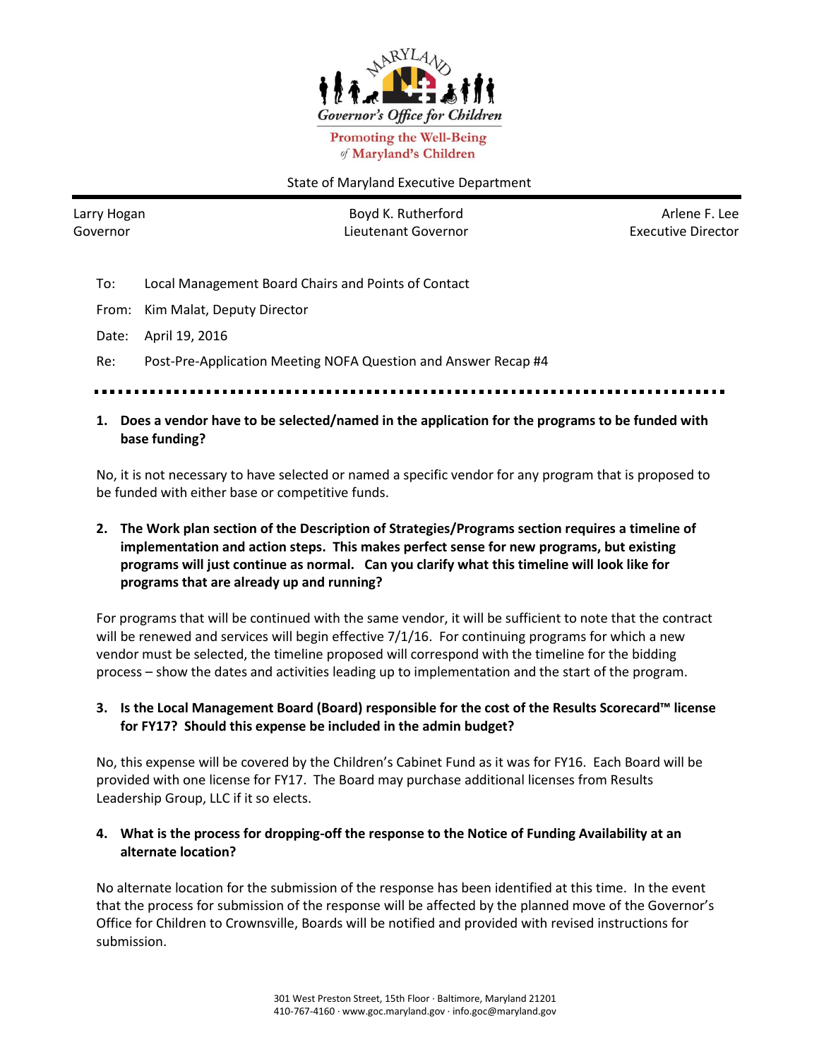Governor's Office for Children

Promoting the Well-Being of Maryland's Children

State of Maryland Executive Department

Larry Hogan
Governor

Boyd K. Rutherford
Lieutenant Governor

Arlene F. Lee
Executive Director

To: Local Management Board Chairs and Points of Contact

From: Kim Malat, Deputy Director

Date: April 19, 2016

Re: Post-Pre-Application Meeting NOFA Question and Answer Recap #4

---

**1. Does a vendor have to be selected/named in the application for the programs to be funded with base funding?**

No, it is not necessary to have selected or named a specific vendor for any program that is proposed to be funded with either base or competitive funds.

**2. The Work plan section of the Description of Strategies/Programs section requires a timeline of implementation and action steps. This makes perfect sense for new programs, but existing programs will just continue as normal. Can you clarify what this timeline will look like for programs that are already up and running?**

For programs that will be continued with the same vendor, it will be sufficient to note that the contract will be renewed and services will begin effective 7/1/16. For continuing programs for which a new vendor must be selected, the timeline proposed will correspond with the timeline for the bidding process – show the dates and activities leading up to implementation and the start of the program.

**3. Is the Local Management Board (Board) responsible for the cost of the Results Scorecard™ license for FY17? Should this expense be included in the admin budget?**

No, this expense will be covered by the Children's Cabinet Fund as it was for FY16. Each Board will be provided with one license for FY17. The Board may purchase additional licenses from Results Leadership Group, LLC if it so elects.

**4. What is the process for dropping-off the response to the Notice of Funding Availability at an alternate location?**

No alternate location for the submission of the response has been identified at this time. In the event that the process for submission of the response will be affected by the planned move of the Governor's Office for Children to Crownsville, Boards will be notified and provided with revised instructions for submission.

301 West Preston Street, 15th Floor · Baltimore, Maryland 21201
410-767-4160 · www.goc.maryland.gov · info.goc@maryland.gov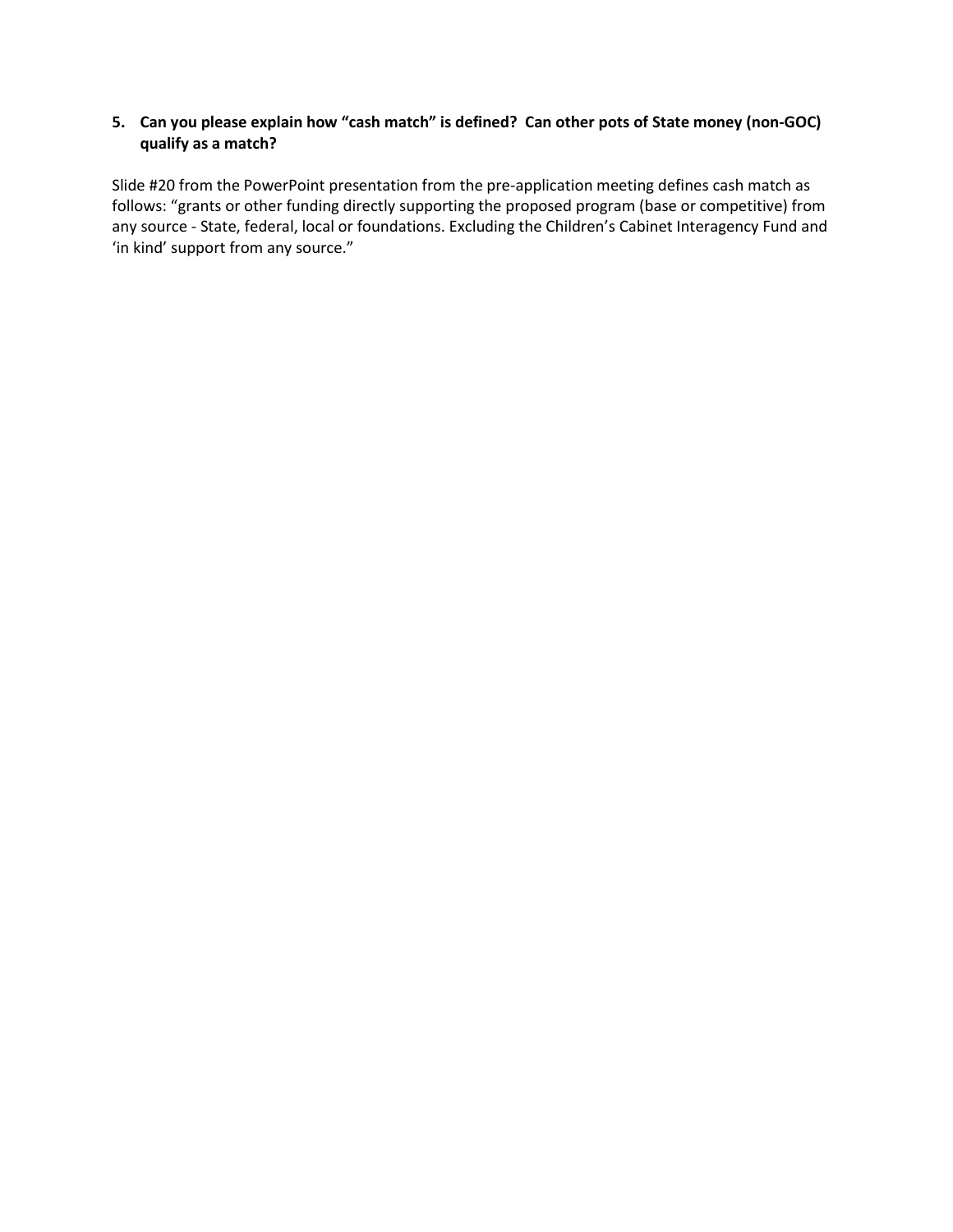5. **Can you please explain how "cash match" is defined? Can other pots of State money (non-GOC) qualify as a match?**

Slide #20 from the PowerPoint presentation from the pre-application meeting defines cash match as follows: "grants or other funding directly supporting the proposed program (base or competitive) from any source - State, federal, local or foundations. Excluding the Children's Cabinet Interagency Fund and 'in kind' support from any source."